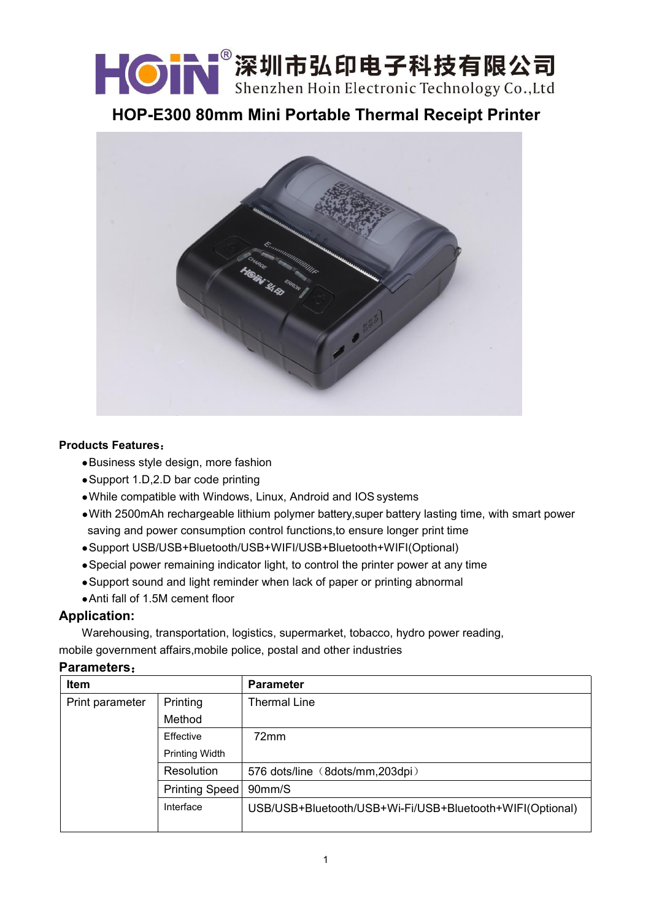深圳市弘印电子科技有限公司
Shenzhen Hoin Electronic Technology Co.,Ltd

# HOP-E300 80mm Mini Portable Thermal Receipt Printer

**Products Features：**

- Business style design, more fashion
- Support 1.D,2.D bar code printing
- While compatible with Windows, Linux, Android and IOS systems
- With 2500mAh rechargeable lithium polymer battery,super battery lasting time, with smart power saving and power consumption control functions,to ensure longer print time
- Support USB/USB+Bluetooth/USB+WIFI/USB+Bluetooth+WIFI(Optional)
- Special power remaining indicator light, to control the printer power at any time
- Support sound and light reminder when lack of paper or printing abnormal
- Anti fall of 1.5M cement floor

## Application:

Warehousing, transportation, logistics, supermarket, tobacco, hydro power reading, mobile government affairs,mobile police, postal and other industries

## Parameters：

| Item | | Parameter |
|---|---|---|
| Print parameter | Printing Method | Thermal Line |
| | Effective Printing Width | 72mm |
| | Resolution | 576 dots/line（8dots/mm,203dpi） |
| | Printing Speed | 90mm/S |
| | Interface | USB/USB+Bluetooth/USB+Wi-Fi/USB+Bluetooth+WIFI(Optional) |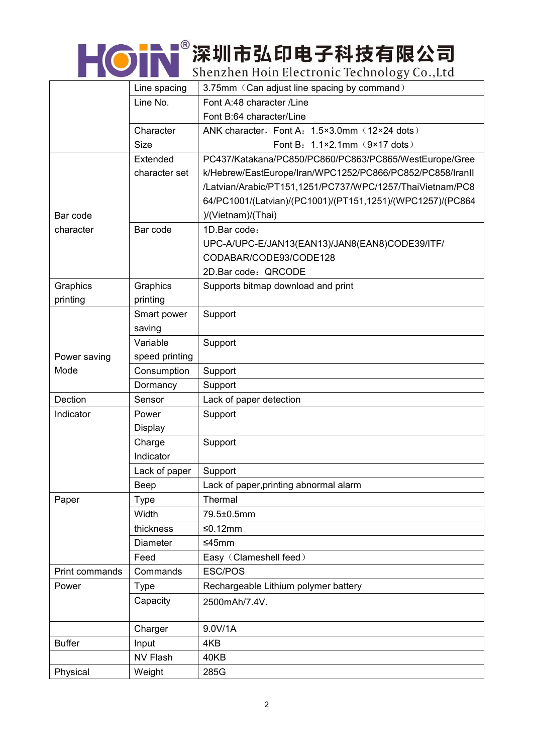| | | |
|---|---|---|
| | Line spacing | 3.75mm（Can adjust line spacing by command） |
| | Line No. | Font A:48 character /Line<br>Font B:64 character/Line |
| | Character Size | ANK character，Font A：1.5×3.0mm（12×24 dots）<br>Font B：1.1×2.1mm（9×17 dots） |
| Bar code character | Extended character set | PC437/Katakana/PC850/PC860/PC863/PC865/WestEurope/Greek/Hebrew/EastEurope/Iran/WPC1252/PC866/PC852/PC858/IranII/Latvian/Arabic/PT151,1251/PC737/WPC/1257/ThaiVietnam/PC864/PC1001/(Latvian)/(PC1001)/(PT151,1251)/(WPC1257)/(PC864)/(Vietnam)/(Thai) |
| | Bar code | 1D.Bar code：<br>UPC-A/UPC-E/JAN13(EAN13)/JAN8(EAN8)CODE39/ITF/CODABAR/CODE93/CODE128<br>2D.Bar code：QRCODE |
| Graphics printing | Graphics printing | Supports bitmap download and print |
| Power saving Mode | Smart power saving | Support |
| | Variable speed printing | Support |
| | Consumption | Support |
| | Dormancy | Support |
| Dection | Sensor | Lack of paper detection |
| Indicator | Power Display | Support |
| | Charge Indicator | Support |
| | Lack of paper | Support |
| | Beep | Lack of paper,printing abnormal alarm |
| Paper | Type | Thermal |
| | Width | 79.5±0.5mm |
| | thickness | ≤0.12mm |
| | Diameter | ≤45mm |
| | Feed | Easy（Clameshell feed） |
| Print commands | Commands | ESC/POS |
| Power | Type | Rechargeable Lithium polymer battery |
| | Capacity | 2500mAh/7.4V. |
| | Charger | 9.0V/1A |
| Buffer | Input | 4KB |
| | NV Flash | 40KB |
| Physical | Weight | 285G |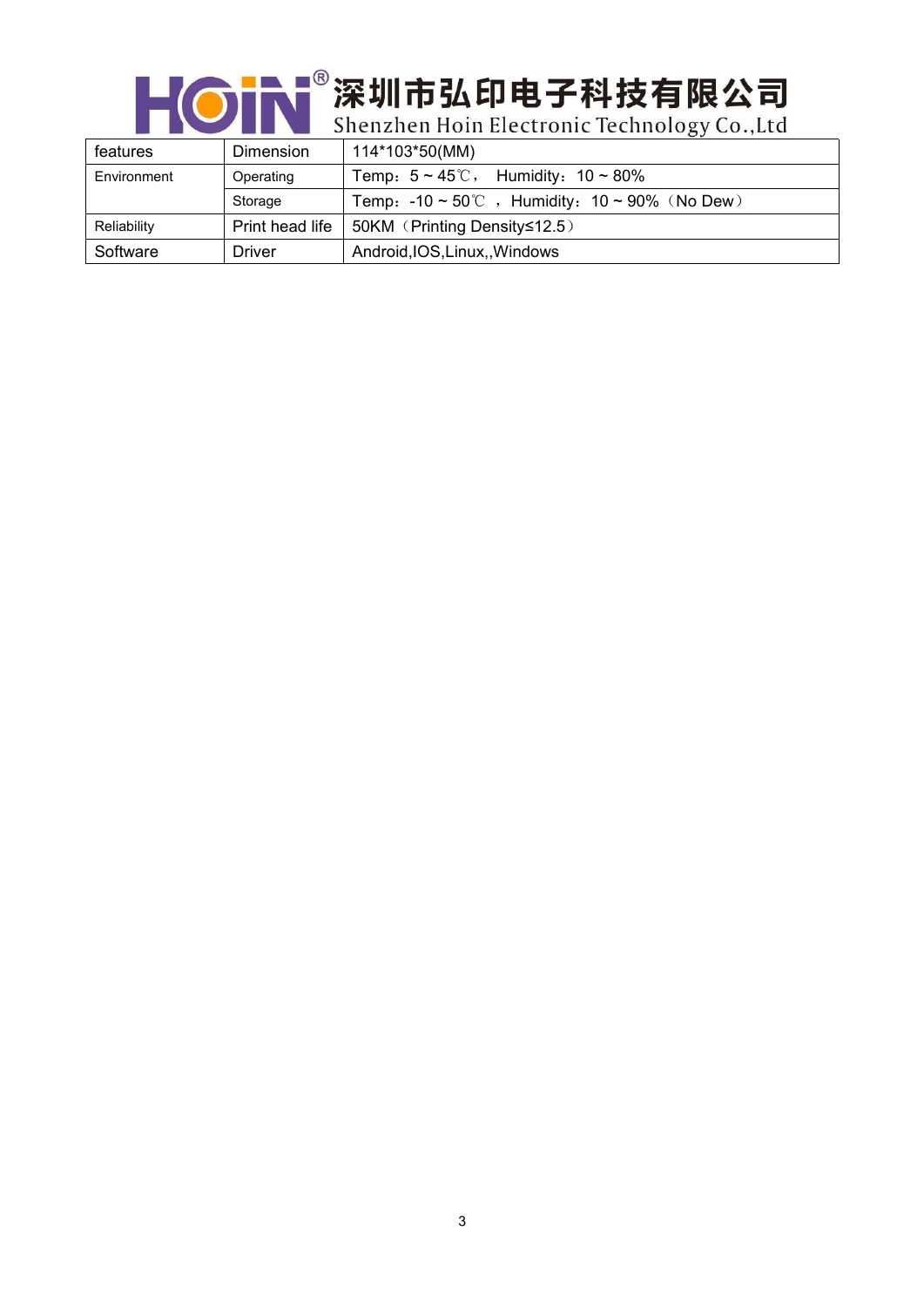| | | |
|---|---|---|
| features | Dimension | 114*103*50(MM) |
| Environment | Operating | Temp：5 ~ 45℃， Humidity：10 ~ 80% |
| | Storage | Temp：-10 ~ 50℃ ， Humidity：10 ~ 90%（No Dew） |
| Reliability | Print head life | 50KM（Printing Density≤12.5） |
| Software | Driver | Android,IOS,Linux,,Windows |